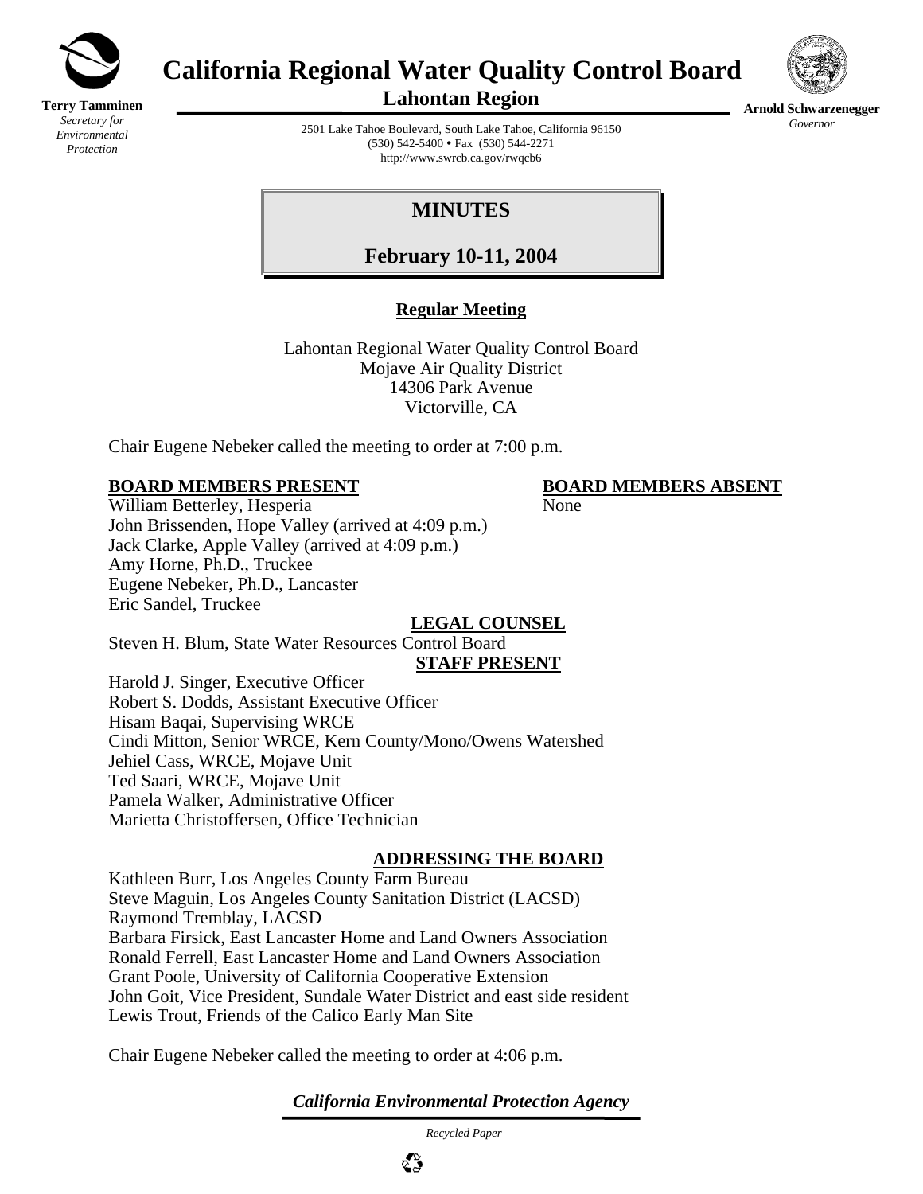# California Regional Water Quality Control Board

## Lahontan Region

**Terry Tamminen**
*Secretary for Environmental Protection*

**Arnold Schwarzenegger**
*Governor*

2501 Lake Tahoe Boulevard, South Lake Tahoe, California 96150
(530) 542-5400 • Fax (530) 544-2271
http://www.swrcb.ca.gov/rwqcb6

# MINUTES

## February 10-11, 2004

**Regular Meeting**

Lahontan Regional Water Quality Control Board
Mojave Air Quality District
14306 Park Avenue
Victorville, CA

Chair Eugene Nebeker called the meeting to order at 7:00 p.m.

**BOARD MEMBERS PRESENT**

William Betterley, Hesperia
John Brissenden, Hope Valley (arrived at 4:09 p.m.)
Jack Clarke, Apple Valley (arrived at 4:09 p.m.)
Amy Horne, Ph.D., Truckee
Eugene Nebeker, Ph.D., Lancaster
Eric Sandel, Truckee

**BOARD MEMBERS ABSENT**

None

**LEGAL COUNSEL**

Steven H. Blum, State Water Resources Control Board

**STAFF PRESENT**

Harold J. Singer, Executive Officer
Robert S. Dodds, Assistant Executive Officer
Hisam Baqai, Supervising WRCE
Cindi Mitton, Senior WRCE, Kern County/Mono/Owens Watershed
Jehiel Cass, WRCE, Mojave Unit
Ted Saari, WRCE, Mojave Unit
Pamela Walker, Administrative Officer
Marietta Christoffersen, Office Technician

**ADDRESSING THE BOARD**

Kathleen Burr, Los Angeles County Farm Bureau
Steve Maguin, Los Angeles County Sanitation District (LACSD)
Raymond Tremblay, LACSD
Barbara Firsick, East Lancaster Home and Land Owners Association
Ronald Ferrell, East Lancaster Home and Land Owners Association
Grant Poole, University of California Cooperative Extension
John Goit, Vice President, Sundale Water District and east side resident
Lewis Trout, Friends of the Calico Early Man Site

Chair Eugene Nebeker called the meeting to order at 4:06 p.m.

*California Environmental Protection Agency*

*Recycled Paper*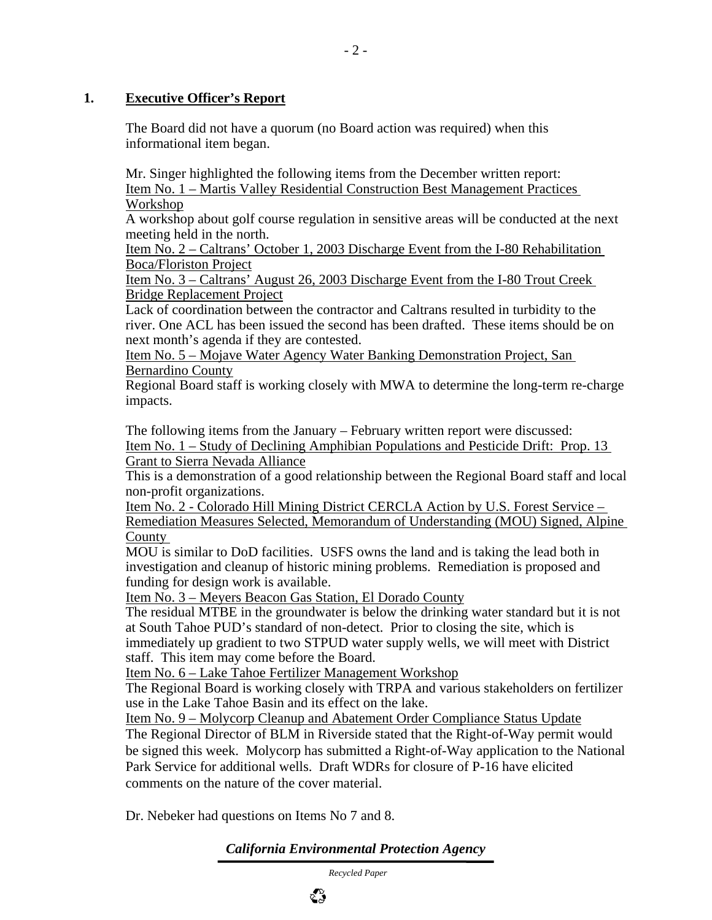## 1. <u>Executive Officer's Report</u>

The Board did not have a quorum (no Board action was required) when this informational item began.

Mr. Singer highlighted the following items from the December written report:
<u>Item No. 1 – Martis Valley Residential Construction Best Management Practices Workshop</u>
A workshop about golf course regulation in sensitive areas will be conducted at the next meeting held in the north.
<u>Item No. 2 – Caltrans' October 1, 2003 Discharge Event from the I-80 Rehabilitation Boca/Floriston Project</u>
<u>Item No. 3 – Caltrans' August 26, 2003 Discharge Event from the I-80 Trout Creek Bridge Replacement Project</u>
Lack of coordination between the contractor and Caltrans resulted in turbidity to the river. One ACL has been issued the second has been drafted. These items should be on next month's agenda if they are contested.
<u>Item No. 5 – Mojave Water Agency Water Banking Demonstration Project, San Bernardino County</u>
Regional Board staff is working closely with MWA to determine the long-term re-charge impacts.

The following items from the January – February written report were discussed:
<u>Item No. 1 – Study of Declining Amphibian Populations and Pesticide Drift: Prop. 13 Grant to Sierra Nevada Alliance</u>
This is a demonstration of a good relationship between the Regional Board staff and local non-profit organizations.
<u>Item No. 2 - Colorado Hill Mining District CERCLA Action by U.S. Forest Service – Remediation Measures Selected, Memorandum of Understanding (MOU) Signed, Alpine County</u>
MOU is similar to DoD facilities. USFS owns the land and is taking the lead both in investigation and cleanup of historic mining problems. Remediation is proposed and funding for design work is available.
<u>Item No. 3 – Meyers Beacon Gas Station, El Dorado County</u>
The residual MTBE in the groundwater is below the drinking water standard but it is not at South Tahoe PUD's standard of non-detect. Prior to closing the site, which is immediately up gradient to two STPUD water supply wells, we will meet with District staff. This item may come before the Board.
<u>Item No. 6 – Lake Tahoe Fertilizer Management Workshop</u>
The Regional Board is working closely with TRPA and various stakeholders on fertilizer use in the Lake Tahoe Basin and its effect on the lake.
<u>Item No. 9 – Molycorp Cleanup and Abatement Order Compliance Status Update</u>
The Regional Director of BLM in Riverside stated that the Right-of-Way permit would be signed this week. Molycorp has submitted a Right-of-Way application to the National Park Service for additional wells. Draft WDRs for closure of P-16 have elicited comments on the nature of the cover material.

Dr. Nebeker had questions on Items No 7 and 8.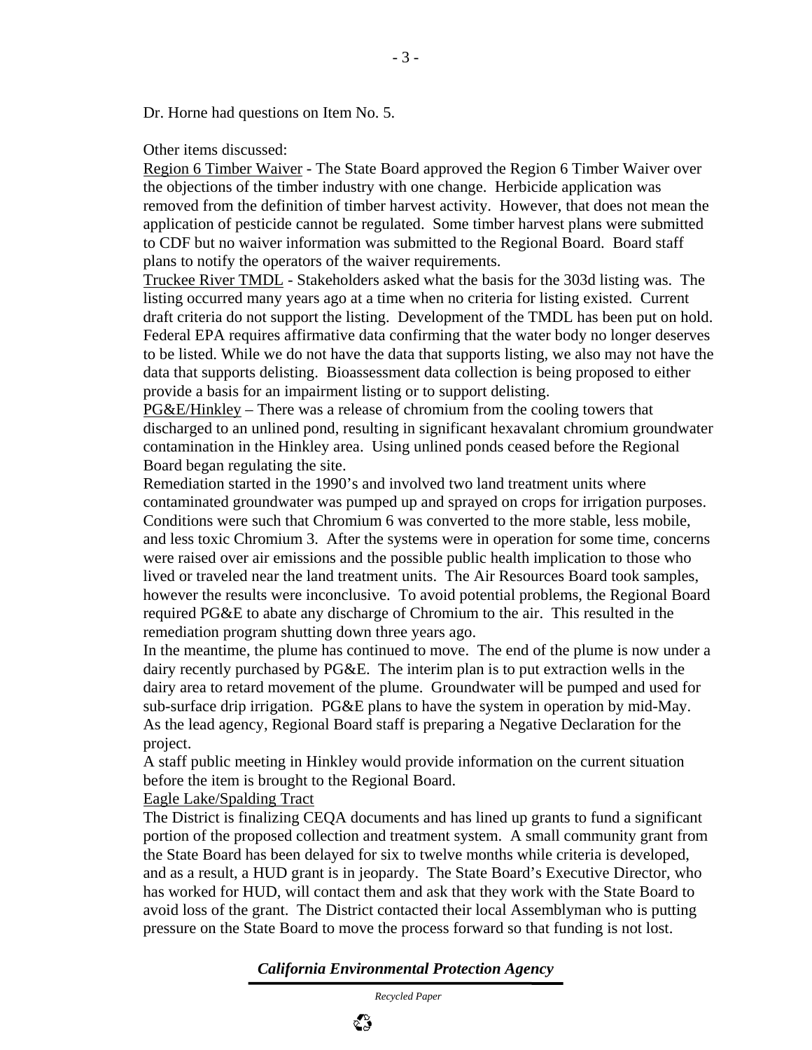Dr. Horne had questions on Item No. 5.

Other items discussed:

Region 6 Timber Waiver - The State Board approved the Region 6 Timber Waiver over the objections of the timber industry with one change. Herbicide application was removed from the definition of timber harvest activity. However, that does not mean the application of pesticide cannot be regulated. Some timber harvest plans were submitted to CDF but no waiver information was submitted to the Regional Board. Board staff plans to notify the operators of the waiver requirements.

Truckee River TMDL - Stakeholders asked what the basis for the 303d listing was. The listing occurred many years ago at a time when no criteria for listing existed. Current draft criteria do not support the listing. Development of the TMDL has been put on hold. Federal EPA requires affirmative data confirming that the water body no longer deserves to be listed. While we do not have the data that supports listing, we also may not have the data that supports delisting. Bioassessment data collection is being proposed to either provide a basis for an impairment listing or to support delisting.

PG&E/Hinkley – There was a release of chromium from the cooling towers that discharged to an unlined pond, resulting in significant hexavalant chromium groundwater contamination in the Hinkley area. Using unlined ponds ceased before the Regional Board began regulating the site.

Remediation started in the 1990's and involved two land treatment units where contaminated groundwater was pumped up and sprayed on crops for irrigation purposes. Conditions were such that Chromium 6 was converted to the more stable, less mobile, and less toxic Chromium 3. After the systems were in operation for some time, concerns were raised over air emissions and the possible public health implication to those who lived or traveled near the land treatment units. The Air Resources Board took samples, however the results were inconclusive. To avoid potential problems, the Regional Board required PG&E to abate any discharge of Chromium to the air. This resulted in the remediation program shutting down three years ago.

In the meantime, the plume has continued to move. The end of the plume is now under a dairy recently purchased by PG&E. The interim plan is to put extraction wells in the dairy area to retard movement of the plume. Groundwater will be pumped and used for sub-surface drip irrigation. PG&E plans to have the system in operation by mid-May. As the lead agency, Regional Board staff is preparing a Negative Declaration for the project.

A staff public meeting in Hinkley would provide information on the current situation before the item is brought to the Regional Board.

Eagle Lake/Spalding Tract

The District is finalizing CEQA documents and has lined up grants to fund a significant portion of the proposed collection and treatment system. A small community grant from the State Board has been delayed for six to twelve months while criteria is developed, and as a result, a HUD grant is in jeopardy. The State Board's Executive Director, who has worked for HUD, will contact them and ask that they work with the State Board to avoid loss of the grant. The District contacted their local Assemblyman who is putting pressure on the State Board to move the process forward so that funding is not lost.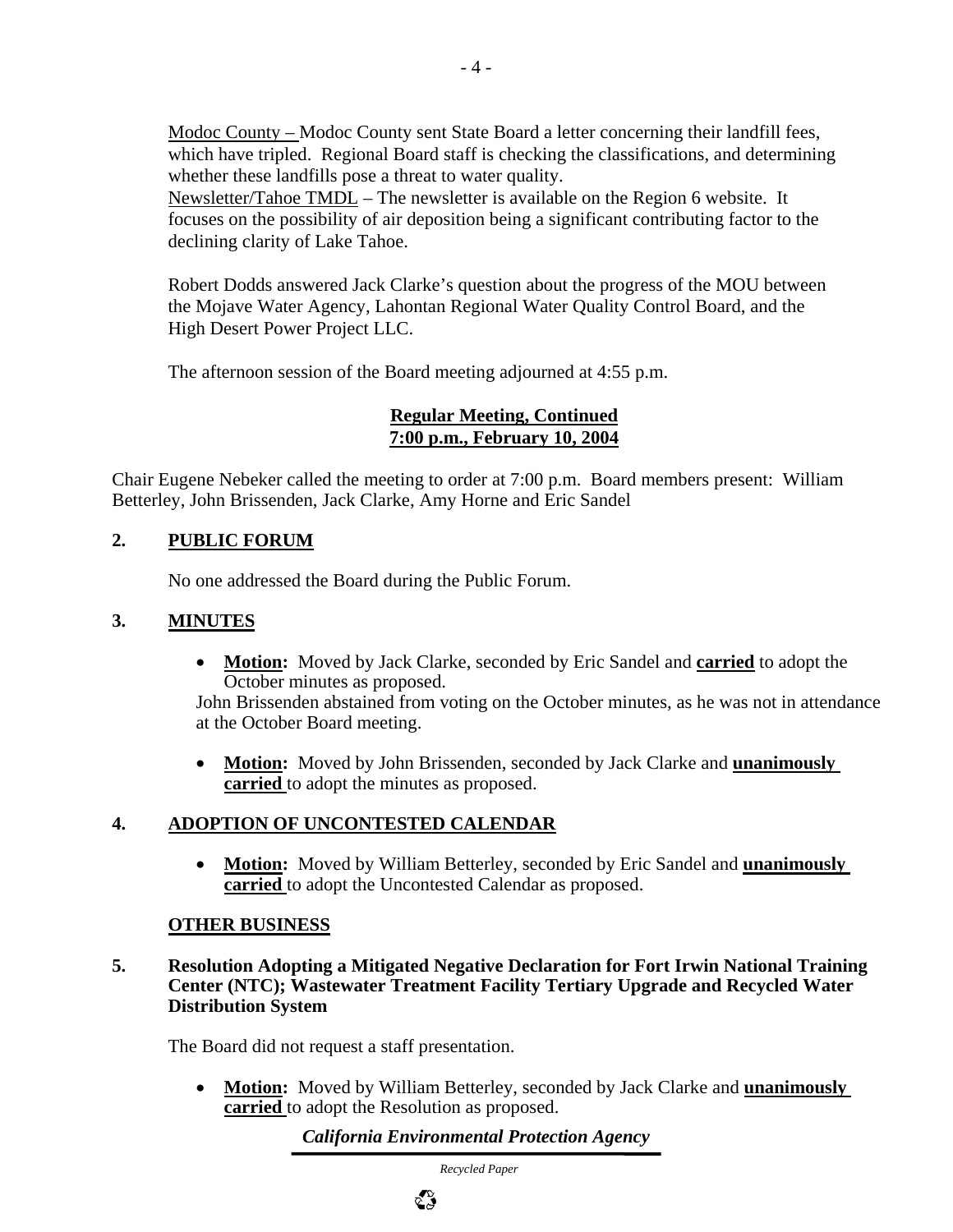Modoc County – Modoc County sent State Board a letter concerning their landfill fees, which have tripled. Regional Board staff is checking the classifications, and determining whether these landfills pose a threat to water quality.
Newsletter/Tahoe TMDL – The newsletter is available on the Region 6 website. It focuses on the possibility of air deposition being a significant contributing factor to the declining clarity of Lake Tahoe.

Robert Dodds answered Jack Clarke's question about the progress of the MOU between the Mojave Water Agency, Lahontan Regional Water Quality Control Board, and the High Desert Power Project LLC.

The afternoon session of the Board meeting adjourned at 4:55 p.m.

**Regular Meeting, Continued**
**7:00 p.m., February 10, 2004**

Chair Eugene Nebeker called the meeting to order at 7:00 p.m. Board members present: William Betterley, John Brissenden, Jack Clarke, Amy Horne and Eric Sandel

## 2. PUBLIC FORUM

No one addressed the Board during the Public Forum.

## 3. MINUTES

- **Motion:** Moved by Jack Clarke, seconded by Eric Sandel and **carried** to adopt the October minutes as proposed.

John Brissenden abstained from voting on the October minutes, as he was not in attendance at the October Board meeting.

- **Motion:** Moved by John Brissenden, seconded by Jack Clarke and **unanimously carried** to adopt the minutes as proposed.

## 4. ADOPTION OF UNCONTESTED CALENDAR

- **Motion:** Moved by William Betterley, seconded by Eric Sandel and **unanimously carried** to adopt the Uncontested Calendar as proposed.

## OTHER BUSINESS

### 5. Resolution Adopting a Mitigated Negative Declaration for Fort Irwin National Training Center (NTC); Wastewater Treatment Facility Tertiary Upgrade and Recycled Water Distribution System

The Board did not request a staff presentation.

- **Motion:** Moved by William Betterley, seconded by Jack Clarke and **unanimously carried** to adopt the Resolution as proposed.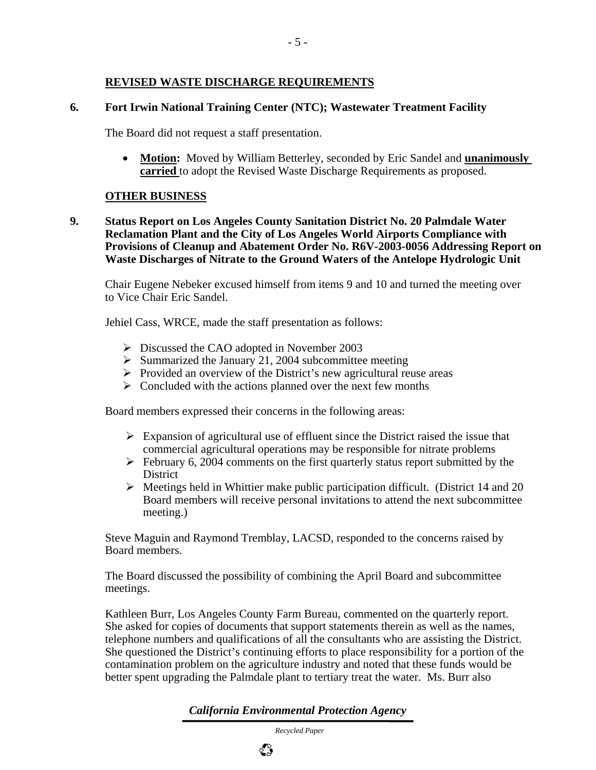## REVISED WASTE DISCHARGE REQUIREMENTS

**6. Fort Irwin National Training Center (NTC); Wastewater Treatment Facility**

The Board did not request a staff presentation.

- **Motion:** Moved by William Betterley, seconded by Eric Sandel and **unanimously carried** to adopt the Revised Waste Discharge Requirements as proposed.

## OTHER BUSINESS

**9. Status Report on Los Angeles County Sanitation District No. 20 Palmdale Water Reclamation Plant and the City of Los Angeles World Airports Compliance with Provisions of Cleanup and Abatement Order No. R6V-2003-0056 Addressing Report on Waste Discharges of Nitrate to the Ground Waters of the Antelope Hydrologic Unit**

Chair Eugene Nebeker excused himself from items 9 and 10 and turned the meeting over to Vice Chair Eric Sandel.

Jehiel Cass, WRCE, made the staff presentation as follows:

- Discussed the CAO adopted in November 2003
- Summarized the January 21, 2004 subcommittee meeting
- Provided an overview of the District's new agricultural reuse areas
- Concluded with the actions planned over the next few months

Board members expressed their concerns in the following areas:

- Expansion of agricultural use of effluent since the District raised the issue that commercial agricultural operations may be responsible for nitrate problems
- February 6, 2004 comments on the first quarterly status report submitted by the District
- Meetings held in Whittier make public participation difficult. (District 14 and 20 Board members will receive personal invitations to attend the next subcommittee meeting.)

Steve Maguin and Raymond Tremblay, LACSD, responded to the concerns raised by Board members.

The Board discussed the possibility of combining the April Board and subcommittee meetings.

Kathleen Burr, Los Angeles County Farm Bureau, commented on the quarterly report. She asked for copies of documents that support statements therein as well as the names, telephone numbers and qualifications of all the consultants who are assisting the District. She questioned the District's continuing efforts to place responsibility for a portion of the contamination problem on the agriculture industry and noted that these funds would be better spent upgrading the Palmdale plant to tertiary treat the water. Ms. Burr also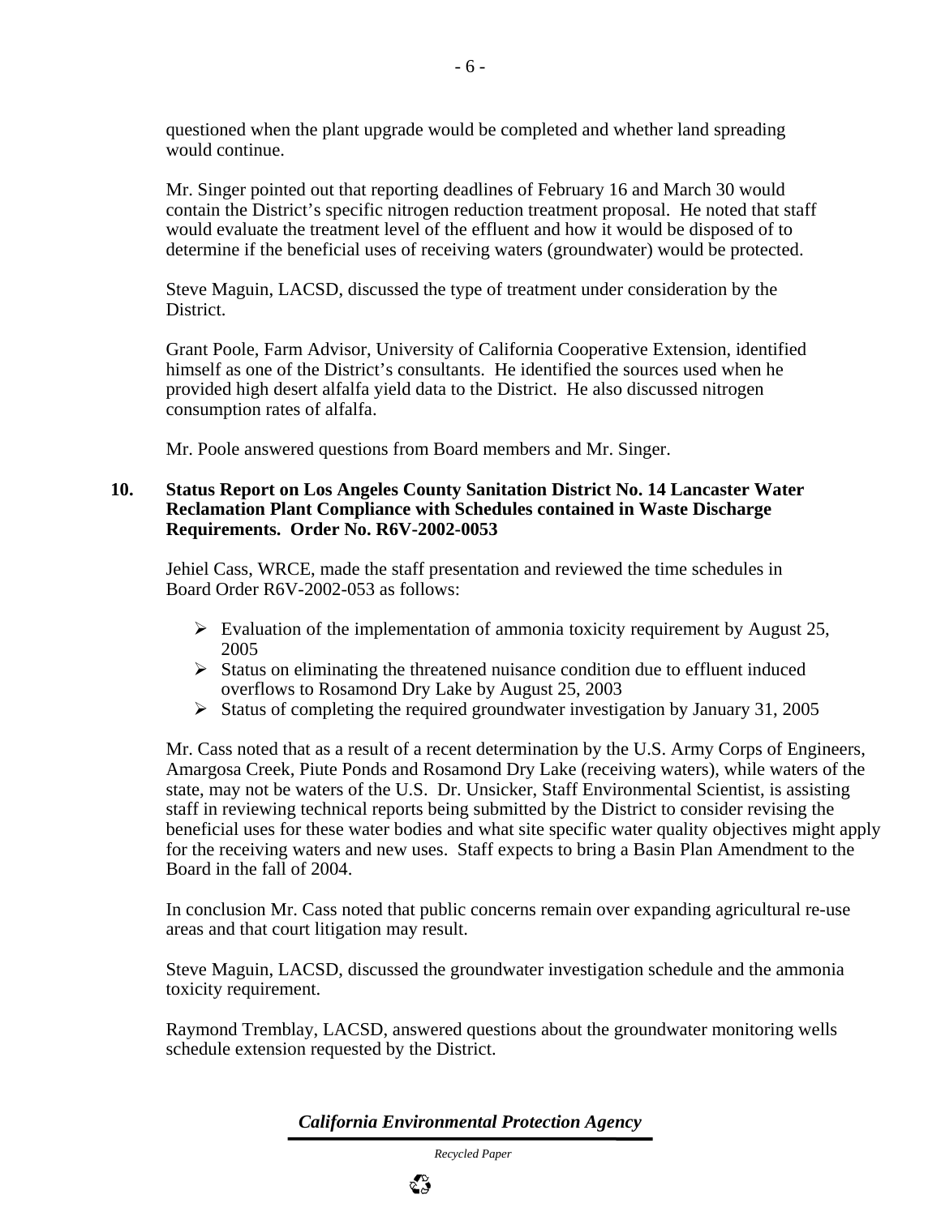questioned when the plant upgrade would be completed and whether land spreading would continue.

Mr. Singer pointed out that reporting deadlines of February 16 and March 30 would contain the District's specific nitrogen reduction treatment proposal. He noted that staff would evaluate the treatment level of the effluent and how it would be disposed of to determine if the beneficial uses of receiving waters (groundwater) would be protected.

Steve Maguin, LACSD, discussed the type of treatment under consideration by the District.

Grant Poole, Farm Advisor, University of California Cooperative Extension, identified himself as one of the District's consultants. He identified the sources used when he provided high desert alfalfa yield data to the District. He also discussed nitrogen consumption rates of alfalfa.

Mr. Poole answered questions from Board members and Mr. Singer.

**10. Status Report on Los Angeles County Sanitation District No. 14 Lancaster Water Reclamation Plant Compliance with Schedules contained in Waste Discharge Requirements. Order No. R6V-2002-0053**

Jehiel Cass, WRCE, made the staff presentation and reviewed the time schedules in Board Order R6V-2002-053 as follows:

- Evaluation of the implementation of ammonia toxicity requirement by August 25, 2005
- Status on eliminating the threatened nuisance condition due to effluent induced overflows to Rosamond Dry Lake by August 25, 2003
- Status of completing the required groundwater investigation by January 31, 2005

Mr. Cass noted that as a result of a recent determination by the U.S. Army Corps of Engineers, Amargosa Creek, Piute Ponds and Rosamond Dry Lake (receiving waters), while waters of the state, may not be waters of the U.S. Dr. Unsicker, Staff Environmental Scientist, is assisting staff in reviewing technical reports being submitted by the District to consider revising the beneficial uses for these water bodies and what site specific water quality objectives might apply for the receiving waters and new uses. Staff expects to bring a Basin Plan Amendment to the Board in the fall of 2004.

In conclusion Mr. Cass noted that public concerns remain over expanding agricultural re-use areas and that court litigation may result.

Steve Maguin, LACSD, discussed the groundwater investigation schedule and the ammonia toxicity requirement.

Raymond Tremblay, LACSD, answered questions about the groundwater monitoring wells schedule extension requested by the District.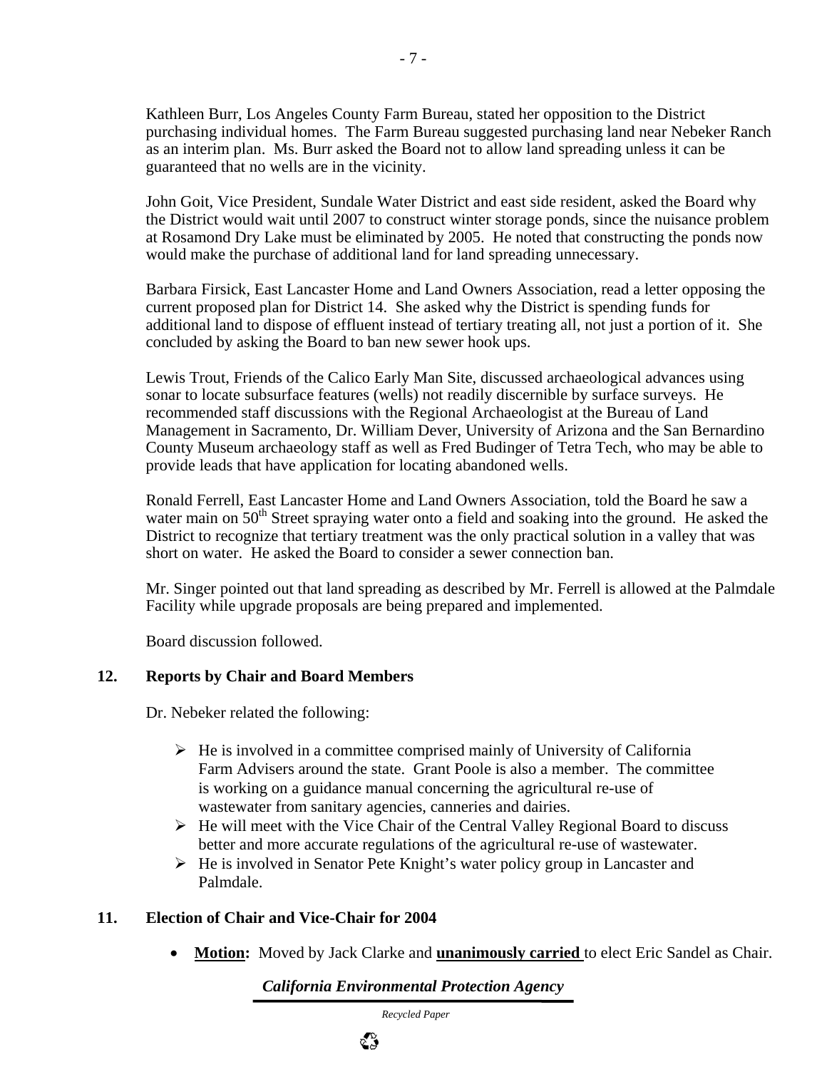Kathleen Burr, Los Angeles County Farm Bureau, stated her opposition to the District purchasing individual homes. The Farm Bureau suggested purchasing land near Nebeker Ranch as an interim plan. Ms. Burr asked the Board not to allow land spreading unless it can be guaranteed that no wells are in the vicinity.

John Goit, Vice President, Sundale Water District and east side resident, asked the Board why the District would wait until 2007 to construct winter storage ponds, since the nuisance problem at Rosamond Dry Lake must be eliminated by 2005. He noted that constructing the ponds now would make the purchase of additional land for land spreading unnecessary.

Barbara Firsick, East Lancaster Home and Land Owners Association, read a letter opposing the current proposed plan for District 14. She asked why the District is spending funds for additional land to dispose of effluent instead of tertiary treating all, not just a portion of it. She concluded by asking the Board to ban new sewer hook ups.

Lewis Trout, Friends of the Calico Early Man Site, discussed archaeological advances using sonar to locate subsurface features (wells) not readily discernible by surface surveys. He recommended staff discussions with the Regional Archaeologist at the Bureau of Land Management in Sacramento, Dr. William Dever, University of Arizona and the San Bernardino County Museum archaeology staff as well as Fred Budinger of Tetra Tech, who may be able to provide leads that have application for locating abandoned wells.

Ronald Ferrell, East Lancaster Home and Land Owners Association, told the Board he saw a water main on 50th Street spraying water onto a field and soaking into the ground. He asked the District to recognize that tertiary treatment was the only practical solution in a valley that was short on water. He asked the Board to consider a sewer connection ban.

Mr. Singer pointed out that land spreading as described by Mr. Ferrell is allowed at the Palmdale Facility while upgrade proposals are being prepared and implemented.

Board discussion followed.

## 12. Reports by Chair and Board Members

Dr. Nebeker related the following:

- He is involved in a committee comprised mainly of University of California Farm Advisers around the state. Grant Poole is also a member. The committee is working on a guidance manual concerning the agricultural re-use of wastewater from sanitary agencies, canneries and dairies.
- He will meet with the Vice Chair of the Central Valley Regional Board to discuss better and more accurate regulations of the agricultural re-use of wastewater.
- He is involved in Senator Pete Knight's water policy group in Lancaster and Palmdale.

## 11. Election of Chair and Vice-Chair for 2004

- **Motion:** Moved by Jack Clarke and **unanimously carried** to elect Eric Sandel as Chair.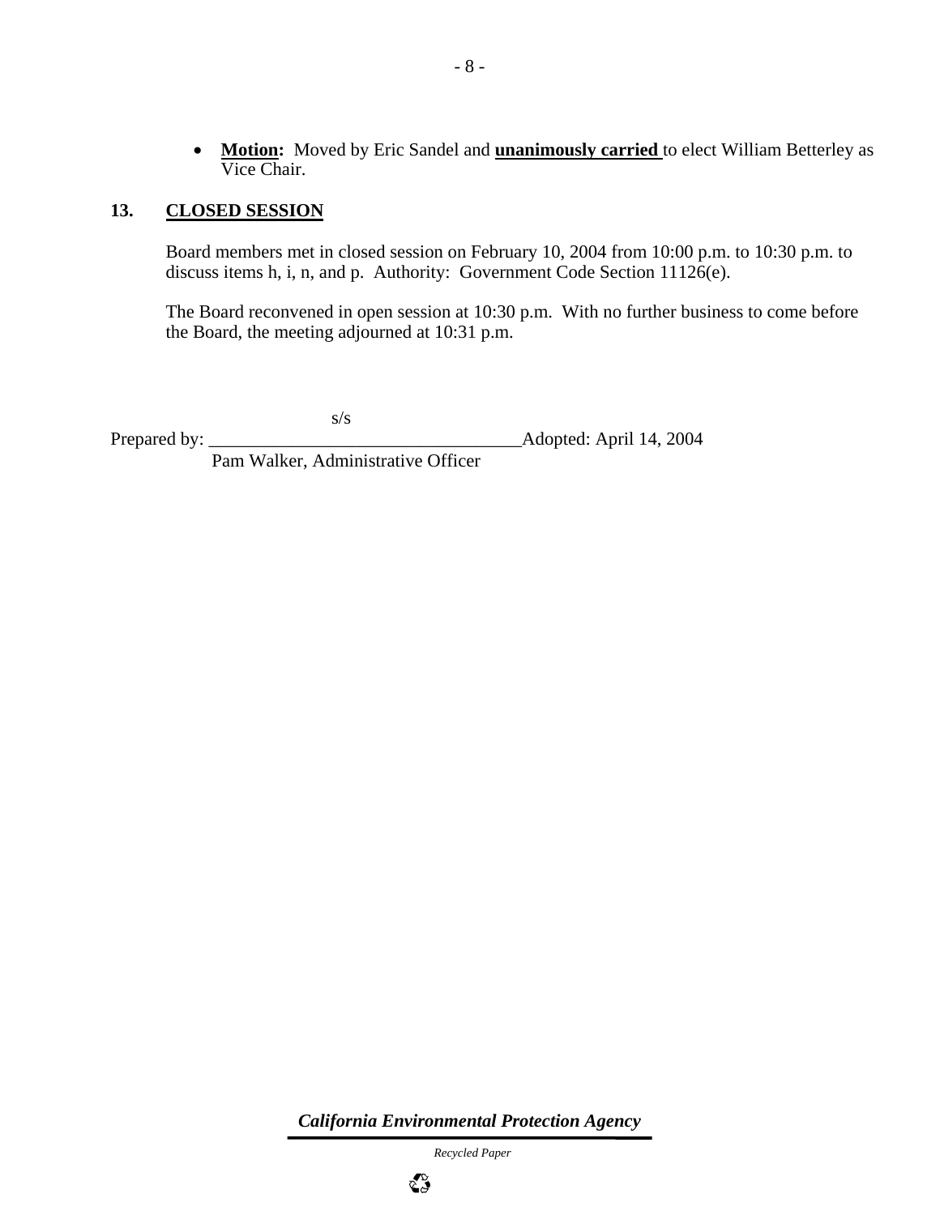- **Motion:** Moved by Eric Sandel and **unanimously carried** to elect William Betterley as Vice Chair.

## 13. CLOSED SESSION

Board members met in closed session on February 10, 2004 from 10:00 p.m. to 10:30 p.m. to discuss items h, i, n, and p. Authority: Government Code Section 11126(e).

The Board reconvened in open session at 10:30 p.m. With no further business to come before the Board, the meeting adjourned at 10:31 p.m.

s/s

Prepared by: ___________________________________ Adopted: April 14, 2004

Pam Walker, Administrative Officer

***California Environmental Protection Agency***

*Recycled Paper*